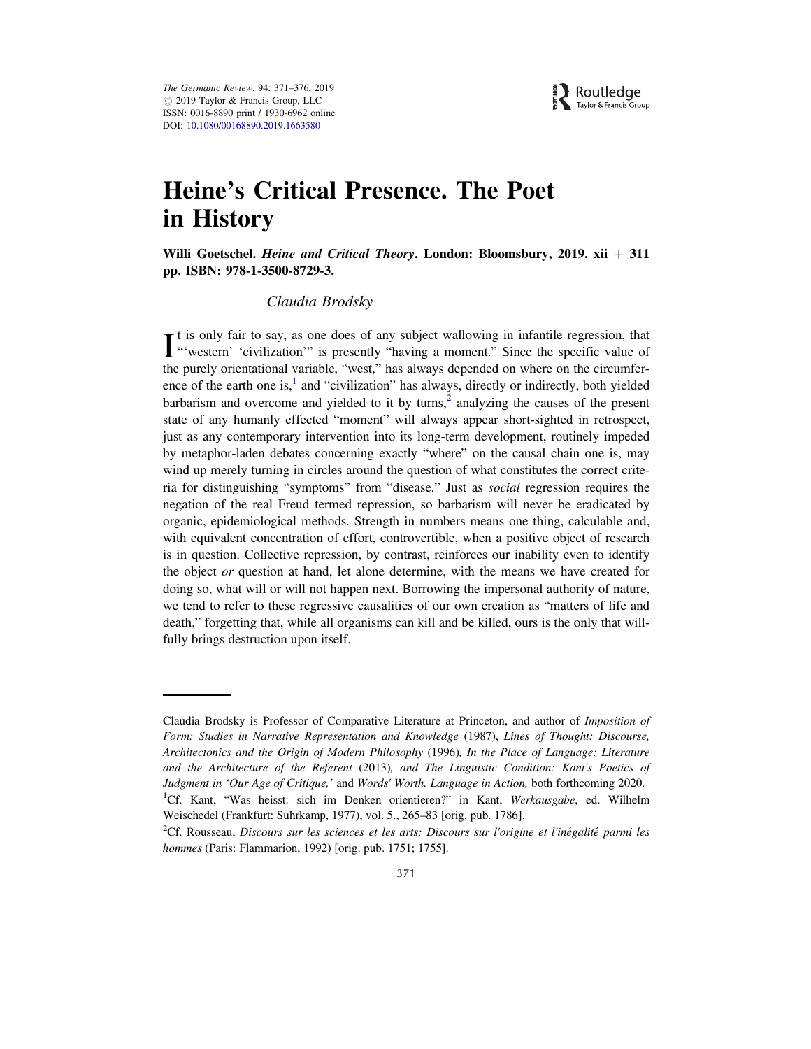# Heine's Critical Presence. The Poet in History

**Willi Goetschel. *Heine and Critical Theory*. London: Bloomsbury, 2019. xii + 311 pp. ISBN: 978-1-3500-8729-3.**

*Claudia Brodsky*

It is only fair to say, as one does of any subject wallowing in infantile regression, that "'western' 'civilization'" is presently "having a moment." Since the specific value of the purely orientational variable, "west," has always depended on where on the circumference of the earth one is,[1] and "civilization" has always, directly or indirectly, both yielded barbarism and overcome and yielded to it by turns,[2] analyzing the causes of the present state of any humanly effected "moment" will always appear short-sighted in retrospect, just as any contemporary intervention into its long-term development, routinely impeded by metaphor-laden debates concerning exactly "where" on the causal chain one is, may wind up merely turning in circles around the question of what constitutes the correct criteria for distinguishing "symptoms" from "disease." Just as *social* regression requires the negation of the real Freud termed repression, so barbarism will never be eradicated by organic, epidemiological methods. Strength in numbers means one thing, calculable and, with equivalent concentration of effort, controvertible, when a positive object of research is in question. Collective repression, by contrast, reinforces our inability even to identify the object *or* question at hand, let alone determine, with the means we have created for doing so, what will or will not happen next. Borrowing the impersonal authority of nature, we tend to refer to these regressive causalities of our own creation as "matters of life and death," forgetting that, while all organisms can kill and be killed, ours is the only that willfully brings destruction upon itself.

---

Claudia Brodsky is Professor of Comparative Literature at Princeton, and author of *Imposition of Form: Studies in Narrative Representation and Knowledge* (1987), *Lines of Thought: Discourse, Architectonics and the Origin of Modern Philosophy* (1996), *In the Place of Language: Literature and the Architecture of the Referent* (2013), *and The Linguistic Condition: Kant's Poetics of Judgment in 'Our Age of Critique,'* and *Words' Worth. Language in Action,* both forthcoming 2020.

[1] Cf. Kant, "Was heisst: sich im Denken orientieren?" in Kant, *Werkausgabe*, ed. Wilhelm Weischedel (Frankfurt: Suhrkamp, 1977), vol. 5., 265–83 [orig, pub. 1786].

[2] Cf. Rousseau, *Discours sur les sciences et les arts; Discours sur l'origine et l'inégalité parmi les hommes* (Paris: Flammarion, 1992) [orig. pub. 1751; 1755].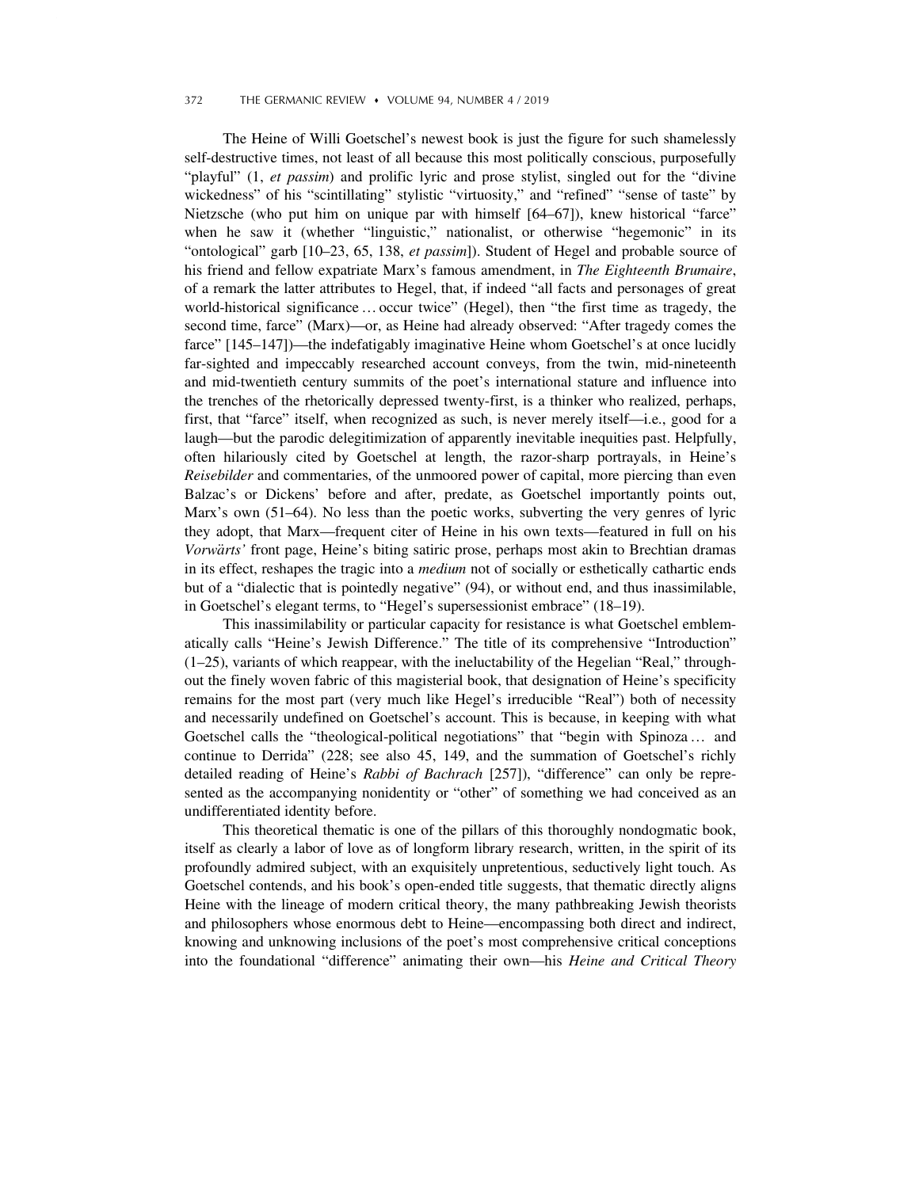The Heine of Willi Goetschel's newest book is just the figure for such shamelessly self-destructive times, not least of all because this most politically conscious, purposefully "playful" (1, *et passim*) and prolific lyric and prose stylist, singled out for the "divine wickedness" of his "scintillating" stylistic "virtuosity," and "refined" "sense of taste" by Nietzsche (who put him on unique par with himself [64–67]), knew historical "farce" when he saw it (whether "linguistic," nationalist, or otherwise "hegemonic" in its "ontological" garb [10–23, 65, 138, *et passim*]). Student of Hegel and probable source of his friend and fellow expatriate Marx's famous amendment, in *The Eighteenth Brumaire*, of a remark the latter attributes to Hegel, that, if indeed "all facts and personages of great world-historical significance ... occur twice" (Hegel), then "the first time as tragedy, the second time, farce" (Marx)—or, as Heine had already observed: "After tragedy comes the farce" [145–147])—the indefatigably imaginative Heine whom Goetschel's at once lucidly far-sighted and impeccably researched account conveys, from the twin, mid-nineteenth and mid-twentieth century summits of the poet's international stature and influence into the trenches of the rhetorically depressed twenty-first, is a thinker who realized, perhaps, first, that "farce" itself, when recognized as such, is never merely itself—i.e., good for a laugh—but the parodic delegitimization of apparently inevitable inequities past. Helpfully, often hilariously cited by Goetschel at length, the razor-sharp portrayals, in Heine's *Reisebilder* and commentaries, of the unmoored power of capital, more piercing than even Balzac's or Dickens' before and after, predate, as Goetschel importantly points out, Marx's own (51–64). No less than the poetic works, subverting the very genres of lyric they adopt, that Marx—frequent citer of Heine in his own texts—featured in full on his *Vorwärts'* front page, Heine's biting satiric prose, perhaps most akin to Brechtian dramas in its effect, reshapes the tragic into a *medium* not of socially or esthetically cathartic ends but of a "dialectic that is pointedly negative" (94), or without end, and thus inassimilable, in Goetschel's elegant terms, to "Hegel's supersessionist embrace" (18–19).

This inassimilability or particular capacity for resistance is what Goetschel emblematically calls "Heine's Jewish Difference." The title of its comprehensive "Introduction" (1–25), variants of which reappear, with the ineluctability of the Hegelian "Real," throughout the finely woven fabric of this magisterial book, that designation of Heine's specificity remains for the most part (very much like Hegel's irreducible "Real") both of necessity and necessarily undefined on Goetschel's account. This is because, in keeping with what Goetschel calls the "theological-political negotiations" that "begin with Spinoza ... and continue to Derrida" (228; see also 45, 149, and the summation of Goetschel's richly detailed reading of Heine's *Rabbi of Bachrach* [257]), "difference" can only be represented as the accompanying nonidentity or "other" of something we had conceived as an undifferentiated identity before.

This theoretical thematic is one of the pillars of this thoroughly nondogmatic book, itself as clearly a labor of love as of longform library research, written, in the spirit of its profoundly admired subject, with an exquisitely unpretentious, seductively light touch. As Goetschel contends, and his book's open-ended title suggests, that thematic directly aligns Heine with the lineage of modern critical theory, the many pathbreaking Jewish theorists and philosophers whose enormous debt to Heine—encompassing both direct and indirect, knowing and unknowing inclusions of the poet's most comprehensive critical conceptions into the foundational "difference" animating their own—his *Heine and Critical Theory*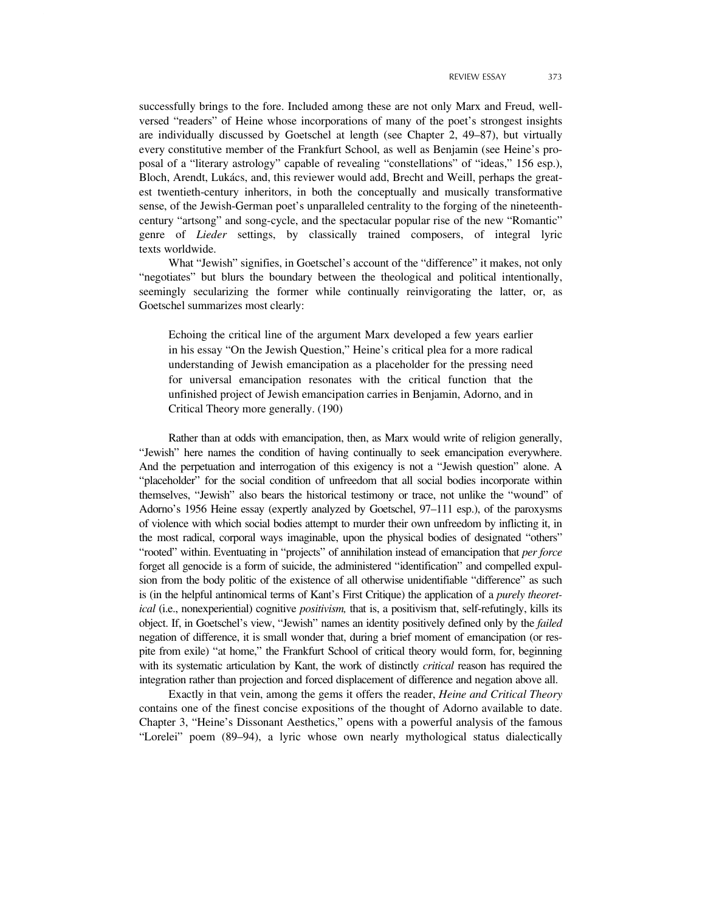successfully brings to the fore. Included among these are not only Marx and Freud, well-versed "readers" of Heine whose incorporations of many of the poet's strongest insights are individually discussed by Goetschel at length (see Chapter 2, 49–87), but virtually every constitutive member of the Frankfurt School, as well as Benjamin (see Heine's proposal of a "literary astrology" capable of revealing "constellations" of "ideas," 156 esp.), Bloch, Arendt, Lukács, and, this reviewer would add, Brecht and Weill, perhaps the greatest twentieth-century inheritors, in both the conceptually and musically transformative sense, of the Jewish-German poet's unparalleled centrality to the forging of the nineteenth-century "artsong" and song-cycle, and the spectacular popular rise of the new "Romantic" genre of *Lieder* settings, by classically trained composers, of integral lyric texts worldwide.

What "Jewish" signifies, in Goetschel's account of the "difference" it makes, not only "negotiates" but blurs the boundary between the theological and political intentionally, seemingly secularizing the former while continually reinvigorating the latter, or, as Goetschel summarizes most clearly:

> Echoing the critical line of the argument Marx developed a few years earlier in his essay "On the Jewish Question," Heine's critical plea for a more radical understanding of Jewish emancipation as a placeholder for the pressing need for universal emancipation resonates with the critical function that the unfinished project of Jewish emancipation carries in Benjamin, Adorno, and in Critical Theory more generally. (190)

Rather than at odds with emancipation, then, as Marx would write of religion generally, "Jewish" here names the condition of having continually to seek emancipation everywhere. And the perpetuation and interrogation of this exigency is not a "Jewish question" alone. A "placeholder" for the social condition of unfreedom that all social bodies incorporate within themselves, "Jewish" also bears the historical testimony or trace, not unlike the "wound" of Adorno's 1956 Heine essay (expertly analyzed by Goetschel, 97–111 esp.), of the paroxysms of violence with which social bodies attempt to murder their own unfreedom by inflicting it, in the most radical, corporal ways imaginable, upon the physical bodies of designated "others" "rooted" within. Eventuating in "projects" of annihilation instead of emancipation that *per force* forget all genocide is a form of suicide, the administered "identification" and compelled expulsion from the body politic of the existence of all otherwise unidentifiable "difference" as such is (in the helpful antinomical terms of Kant's First Critique) the application of a *purely theoretical* (i.e., nonexperiential) cognitive *positivism,* that is, a positivism that, self-refutingly, kills its object. If, in Goetschel's view, "Jewish" names an identity positively defined only by the *failed* negation of difference, it is small wonder that, during a brief moment of emancipation (or respite from exile) "at home," the Frankfurt School of critical theory would form, for, beginning with its systematic articulation by Kant, the work of distinctly *critical* reason has required the integration rather than projection and forced displacement of difference and negation above all.

Exactly in that vein, among the gems it offers the reader, *Heine and Critical Theory* contains one of the finest concise expositions of the thought of Adorno available to date. Chapter 3, "Heine's Dissonant Aesthetics," opens with a powerful analysis of the famous "Lorelei" poem (89–94), a lyric whose own nearly mythological status dialectically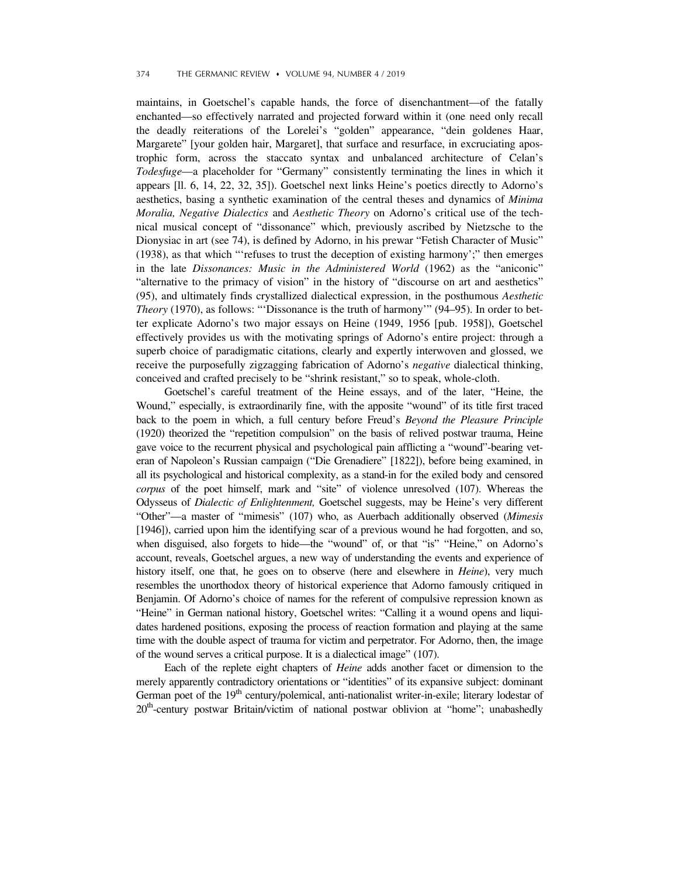maintains, in Goetschel's capable hands, the force of disenchantment—of the fatally enchanted—so effectively narrated and projected forward within it (one need only recall the deadly reiterations of the Lorelei's "golden" appearance, "dein goldenes Haar, Margarete" [your golden hair, Margaret], that surface and resurface, in excruciating apostrophic form, across the staccato syntax and unbalanced architecture of Celan's *Todesfuge*—a placeholder for "Germany" consistently terminating the lines in which it appears [ll. 6, 14, 22, 32, 35]). Goetschel next links Heine's poetics directly to Adorno's aesthetics, basing a synthetic examination of the central theses and dynamics of *Minima Moralia, Negative Dialectics* and *Aesthetic Theory* on Adorno's critical use of the technical musical concept of "dissonance" which, previously ascribed by Nietzsche to the Dionysiac in art (see 74), is defined by Adorno, in his prewar "Fetish Character of Music" (1938), as that which "'refuses to trust the deception of existing harmony';" then emerges in the late *Dissonances: Music in the Administered World* (1962) as the "aniconic" "alternative to the primacy of vision" in the history of "discourse on art and aesthetics" (95), and ultimately finds crystallized dialectical expression, in the posthumous *Aesthetic Theory* (1970), as follows: "'Dissonance is the truth of harmony'" (94–95). In order to better explicate Adorno's two major essays on Heine (1949, 1956 [pub. 1958]), Goetschel effectively provides us with the motivating springs of Adorno's entire project: through a superb choice of paradigmatic citations, clearly and expertly interwoven and glossed, we receive the purposefully zigzagging fabrication of Adorno's *negative* dialectical thinking, conceived and crafted precisely to be "shrink resistant," so to speak, whole-cloth.

Goetschel's careful treatment of the Heine essays, and of the later, "Heine, the Wound," especially, is extraordinarily fine, with the apposite "wound" of its title first traced back to the poem in which, a full century before Freud's *Beyond the Pleasure Principle* (1920) theorized the "repetition compulsion" on the basis of relived postwar trauma, Heine gave voice to the recurrent physical and psychological pain afflicting a "wound"-bearing veteran of Napoleon's Russian campaign ("Die Grenadiere" [1822]), before being examined, in all its psychological and historical complexity, as a stand-in for the exiled body and censored *corpus* of the poet himself, mark and "site" of violence unresolved (107). Whereas the Odysseus of *Dialectic of Enlightenment,* Goetschel suggests, may be Heine's very different "Other"—a master of "mimesis" (107) who, as Auerbach additionally observed (*Mimesis* [1946]), carried upon him the identifying scar of a previous wound he had forgotten, and so, when disguised, also forgets to hide—the "wound" of, or that "is" "Heine," on Adorno's account, reveals, Goetschel argues, a new way of understanding the events and experience of history itself, one that, he goes on to observe (here and elsewhere in *Heine*), very much resembles the unorthodox theory of historical experience that Adorno famously critiqued in Benjamin. Of Adorno's choice of names for the referent of compulsive repression known as "Heine" in German national history, Goetschel writes: "Calling it a wound opens and liquidates hardened positions, exposing the process of reaction formation and playing at the same time with the double aspect of trauma for victim and perpetrator. For Adorno, then, the image of the wound serves a critical purpose. It is a dialectical image" (107).

Each of the replete eight chapters of *Heine* adds another facet or dimension to the merely apparently contradictory orientations or "identities" of its expansive subject: dominant German poet of the 19th century/polemical, anti-nationalist writer-in-exile; literary lodestar of 20th-century postwar Britain/victim of national postwar oblivion at "home"; unabashedly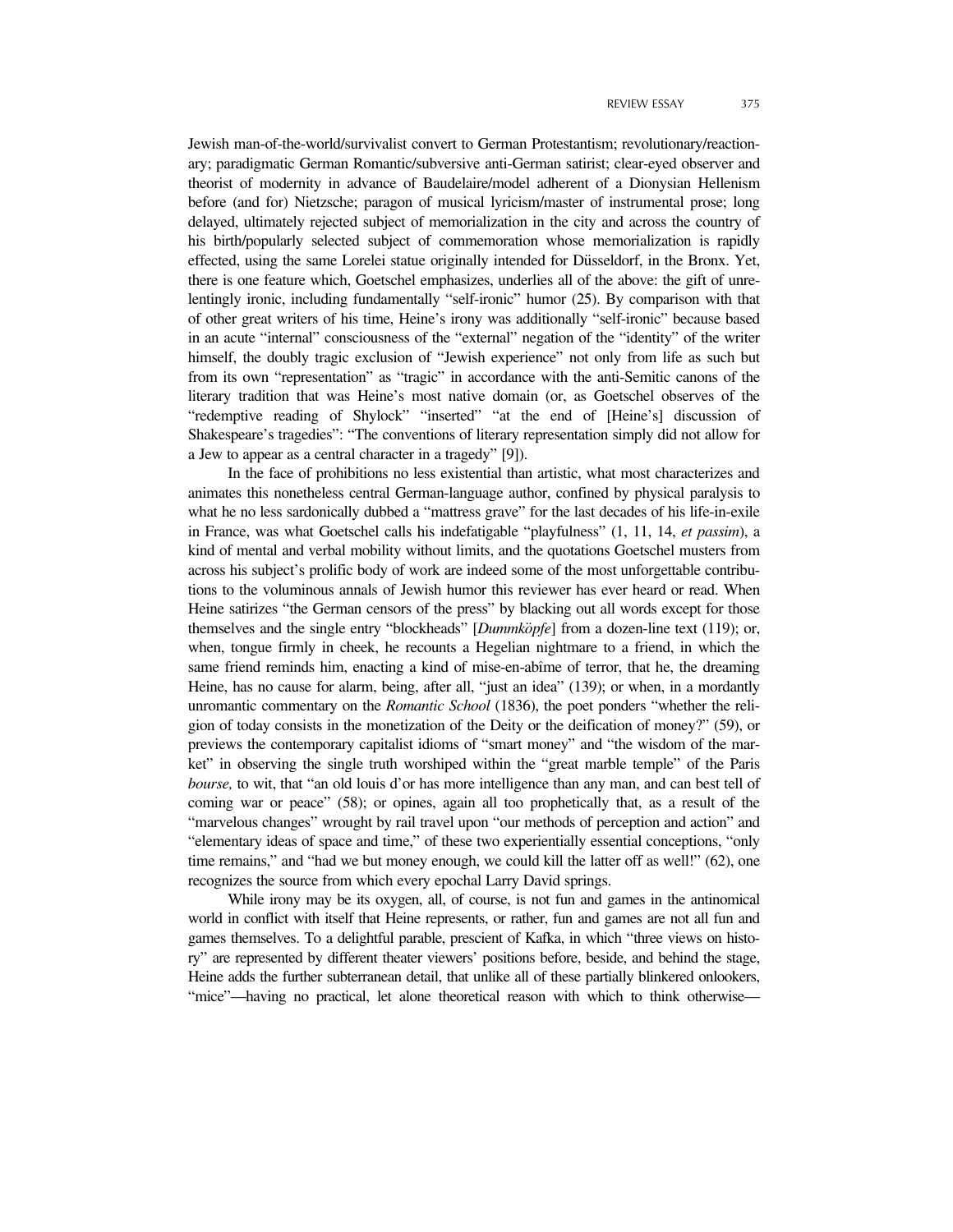Jewish man-of-the-world/survivalist convert to German Protestantism; revolutionary/reactionary; paradigmatic German Romantic/subversive anti-German satirist; clear-eyed observer and theorist of modernity in advance of Baudelaire/model adherent of a Dionysian Hellenism before (and for) Nietzsche; paragon of musical lyricism/master of instrumental prose; long delayed, ultimately rejected subject of memorialization in the city and across the country of his birth/popularly selected subject of commemoration whose memorialization is rapidly effected, using the same Lorelei statue originally intended for Düsseldorf, in the Bronx. Yet, there is one feature which, Goetschel emphasizes, underlies all of the above: the gift of unrelentingly ironic, including fundamentally "self-ironic" humor (25). By comparison with that of other great writers of his time, Heine's irony was additionally "self-ironic" because based in an acute "internal" consciousness of the "external" negation of the "identity" of the writer himself, the doubly tragic exclusion of "Jewish experience" not only from life as such but from its own "representation" as "tragic" in accordance with the anti-Semitic canons of the literary tradition that was Heine's most native domain (or, as Goetschel observes of the "redemptive reading of Shylock" "inserted" "at the end of [Heine's] discussion of Shakespeare's tragedies": "The conventions of literary representation simply did not allow for a Jew to appear as a central character in a tragedy" [9]).

In the face of prohibitions no less existential than artistic, what most characterizes and animates this nonetheless central German-language author, confined by physical paralysis to what he no less sardonically dubbed a "mattress grave" for the last decades of his life-in-exile in France, was what Goetschel calls his indefatigable "playfulness" (1, 11, 14, *et passim*), a kind of mental and verbal mobility without limits, and the quotations Goetschel musters from across his subject's prolific body of work are indeed some of the most unforgettable contributions to the voluminous annals of Jewish humor this reviewer has ever heard or read. When Heine satirizes "the German censors of the press" by blacking out all words except for those themselves and the single entry "blockheads" [*Dummköpfe*] from a dozen-line text (119); or, when, tongue firmly in cheek, he recounts a Hegelian nightmare to a friend, in which the same friend reminds him, enacting a kind of mise-en-abîme of terror, that he, the dreaming Heine, has no cause for alarm, being, after all, "just an idea" (139); or when, in a mordantly unromantic commentary on the *Romantic School* (1836), the poet ponders "whether the religion of today consists in the monetization of the Deity or the deification of money?" (59), or previews the contemporary capitalist idioms of "smart money" and "the wisdom of the market" in observing the single truth worshiped within the "great marble temple" of the Paris *bourse,* to wit, that "an old louis d'or has more intelligence than any man, and can best tell of coming war or peace" (58); or opines, again all too prophetically that, as a result of the "marvelous changes" wrought by rail travel upon "our methods of perception and action" and "elementary ideas of space and time," of these two experientially essential conceptions, "only time remains," and "had we but money enough, we could kill the latter off as well!" (62), one recognizes the source from which every epochal Larry David springs.

While irony may be its oxygen, all, of course, is not fun and games in the antinomical world in conflict with itself that Heine represents, or rather, fun and games are not all fun and games themselves. To a delightful parable, prescient of Kafka, in which "three views on history" are represented by different theater viewers' positions before, beside, and behind the stage, Heine adds the further subterranean detail, that unlike all of these partially blinkered onlookers, "mice"—having no practical, let alone theoretical reason with which to think otherwise—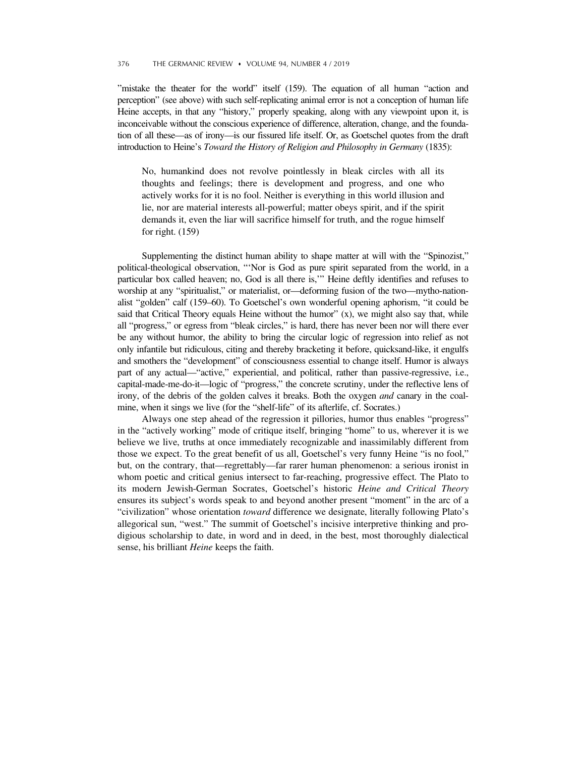”mistake the theater for the world” itself (159). The equation of all human “action and perception” (see above) with such self-replicating animal error is not a conception of human life Heine accepts, in that any “history,” properly speaking, along with any viewpoint upon it, is inconceivable without the conscious experience of difference, alteration, change, and the foundation of all these—as of irony—is our fissured life itself. Or, as Goetschel quotes from the draft introduction to Heine’s *Toward the History of Religion and Philosophy in Germany* (1835):

> No, humankind does not revolve pointlessly in bleak circles with all its thoughts and feelings; there is development and progress, and one who actively works for it is no fool. Neither is everything in this world illusion and lie, nor are material interests all-powerful; matter obeys spirit, and if the spirit demands it, even the liar will sacrifice himself for truth, and the rogue himself for right. (159)

Supplementing the distinct human ability to shape matter at will with the “Spinozist,” political-theological observation, “‘Nor is God as pure spirit separated from the world, in a particular box called heaven; no, God is all there is,’” Heine deftly identifies and refuses to worship at any “spiritualist,” or materialist, or—deforming fusion of the two—mytho-nationalist “golden” calf (159–60). To Goetschel’s own wonderful opening aphorism, “it could be said that Critical Theory equals Heine without the humor” (x), we might also say that, while all “progress,” or egress from “bleak circles,” is hard, there has never been nor will there ever be any without humor, the ability to bring the circular logic of regression into relief as not only infantile but ridiculous, citing and thereby bracketing it before, quicksand-like, it engulfs and smothers the “development” of consciousness essential to change itself. Humor is always part of any actual—“active,” experiential, and political, rather than passive-regressive, i.e., capital-made-me-do-it—logic of “progress,” the concrete scrutiny, under the reflective lens of irony, of the debris of the golden calves it breaks. Both the oxygen *and* canary in the coalmine, when it sings we live (for the “shelf-life” of its afterlife, cf. Socrates.)

Always one step ahead of the regression it pillories, humor thus enables “progress” in the “actively working” mode of critique itself, bringing “home” to us, wherever it is we believe we live, truths at once immediately recognizable and inassimilably different from those we expect. To the great benefit of us all, Goetschel’s very funny Heine “is no fool,” but, on the contrary, that—regrettably—far rarer human phenomenon: a serious ironist in whom poetic and critical genius intersect to far-reaching, progressive effect. The Plato to its modern Jewish-German Socrates, Goetschel’s historic *Heine and Critical Theory* ensures its subject’s words speak to and beyond another present “moment” in the arc of a “civilization” whose orientation *toward* difference we designate, literally following Plato’s allegorical sun, “west.” The summit of Goetschel’s incisive interpretive thinking and prodigious scholarship to date, in word and in deed, in the best, most thoroughly dialectical sense, his brilliant *Heine* keeps the faith.